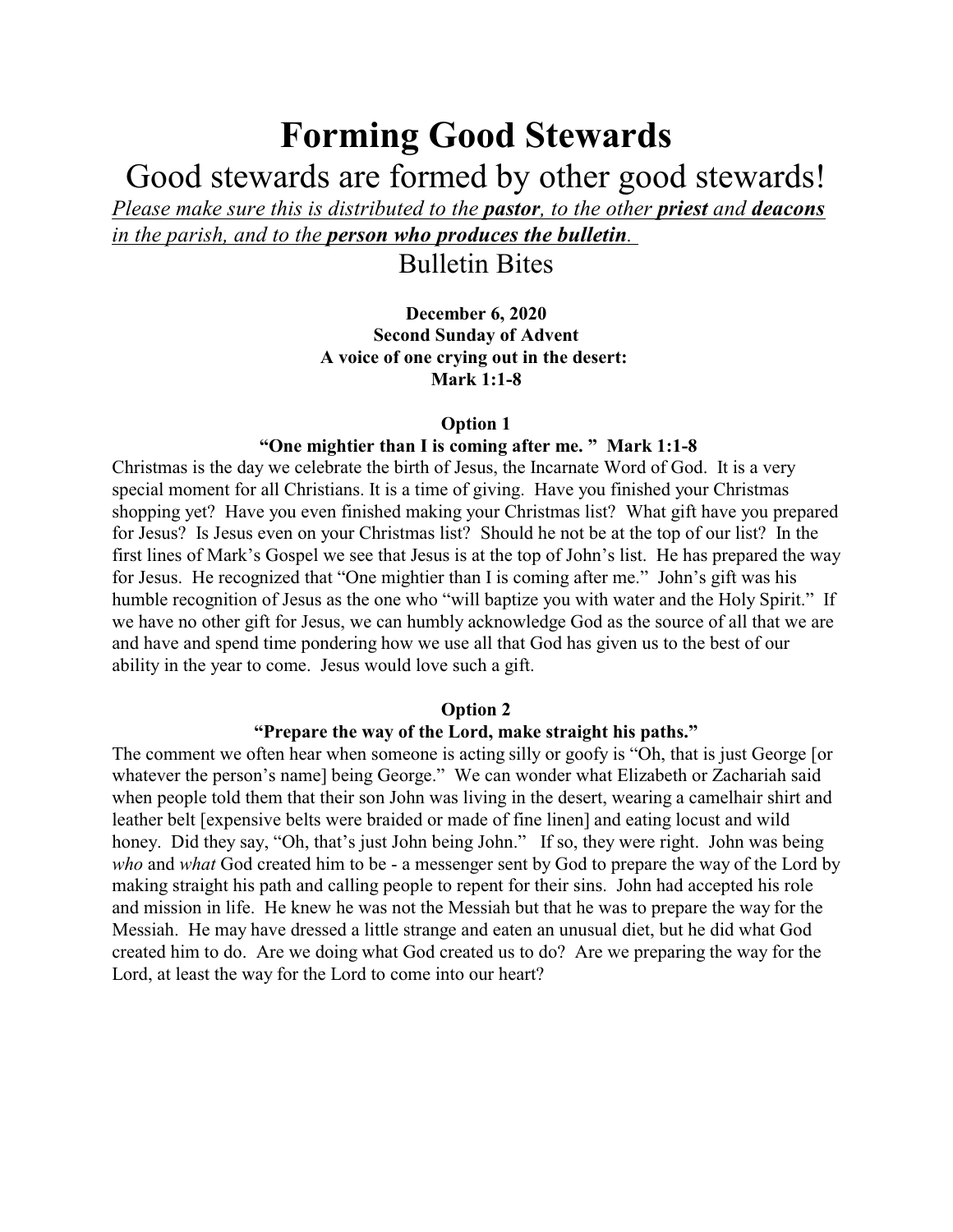# Forming Good Stewards

## Good stewards are formed by other good stewards!

*Please make sure this is distributed to the **pastor**, to the other **priest** and **deacons** in the parish, and to the **person who produces the bulletin**.*

## Bulletin Bites

**December 6, 2020**
**Second Sunday of Advent**
**A voice of one crying out in the desert:**
**Mark 1:1-8**

### Option 1

**"One mightier than I is coming after me. " Mark 1:1-8**

Christmas is the day we celebrate the birth of Jesus, the Incarnate Word of God. It is a very special moment for all Christians. It is a time of giving. Have you finished your Christmas shopping yet? Have you even finished making your Christmas list? What gift have you prepared for Jesus? Is Jesus even on your Christmas list? Should he not be at the top of our list? In the first lines of Mark's Gospel we see that Jesus is at the top of John's list. He has prepared the way for Jesus. He recognized that "One mightier than I is coming after me." John's gift was his humble recognition of Jesus as the one who "will baptize you with water and the Holy Spirit." If we have no other gift for Jesus, we can humbly acknowledge God as the source of all that we are and have and spend time pondering how we use all that God has given us to the best of our ability in the year to come. Jesus would love such a gift.

### Option 2

**"Prepare the way of the Lord, make straight his paths."**

The comment we often hear when someone is acting silly or goofy is "Oh, that is just George [or whatever the person's name] being George." We can wonder what Elizabeth or Zachariah said when people told them that their son John was living in the desert, wearing a camelhair shirt and leather belt [expensive belts were braided or made of fine linen] and eating locust and wild honey. Did they say, "Oh, that's just John being John." If so, they were right. John was being *who* and *what* God created him to be - a messenger sent by God to prepare the way of the Lord by making straight his path and calling people to repent for their sins. John had accepted his role and mission in life. He knew he was not the Messiah but that he was to prepare the way for the Messiah. He may have dressed a little strange and eaten an unusual diet, but he did what God created him to do. Are we doing what God created us to do? Are we preparing the way for the Lord, at least the way for the Lord to come into our heart?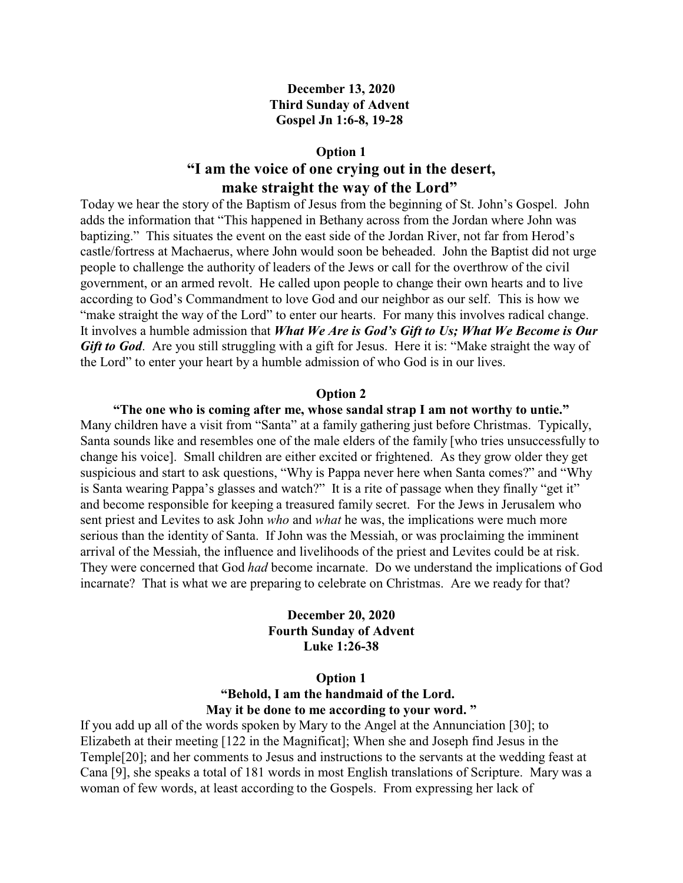**December 13, 2020**
**Third Sunday of Advent**
**Gospel Jn 1:6-8, 19-28**

**Option 1**

## "I am the voice of one crying out in the desert, make straight the way of the Lord"

Today we hear the story of the Baptism of Jesus from the beginning of St. John's Gospel. John adds the information that "This happened in Bethany across from the Jordan where John was baptizing." This situates the event on the east side of the Jordan River, not far from Herod's castle/fortress at Machaerus, where John would soon be beheaded. John the Baptist did not urge people to challenge the authority of leaders of the Jews or call for the overthrow of the civil government, or an armed revolt. He called upon people to change their own hearts and to live according to God's Commandment to love God and our neighbor as our self. This is how we "make straight the way of the Lord" to enter our hearts. For many this involves radical change. It involves a humble admission that ***What We Are is God's Gift to Us; What We Become is Our Gift to God***. Are you still struggling with a gift for Jesus. Here it is: "Make straight the way of the Lord" to enter your heart by a humble admission of who God is in our lives.

**Option 2**

**"The one who is coming after me, whose sandal strap I am not worthy to untie."**

Many children have a visit from "Santa" at a family gathering just before Christmas. Typically, Santa sounds like and resembles one of the male elders of the family [who tries unsuccessfully to change his voice]. Small children are either excited or frightened. As they grow older they get suspicious and start to ask questions, "Why is Pappa never here when Santa comes?" and "Why is Santa wearing Pappa's glasses and watch?" It is a rite of passage when they finally "get it" and become responsible for keeping a treasured family secret. For the Jews in Jerusalem who sent priest and Levites to ask John *who* and *what* he was, the implications were much more serious than the identity of Santa. If John was the Messiah, or was proclaiming the imminent arrival of the Messiah, the influence and livelihoods of the priest and Levites could be at risk. They were concerned that God *had* become incarnate. Do we understand the implications of God incarnate? That is what we are preparing to celebrate on Christmas. Are we ready for that?

**December 20, 2020**
**Fourth Sunday of Advent**
**Luke 1:26-38**

**Option 1**

**"Behold, I am the handmaid of the Lord. May it be done to me according to your word. "**

If you add up all of the words spoken by Mary to the Angel at the Annunciation [30]; to Elizabeth at their meeting [122 in the Magnificat]; When she and Joseph find Jesus in the Temple[20]; and her comments to Jesus and instructions to the servants at the wedding feast at Cana [9], she speaks a total of 181 words in most English translations of Scripture. Mary was a woman of few words, at least according to the Gospels. From expressing her lack of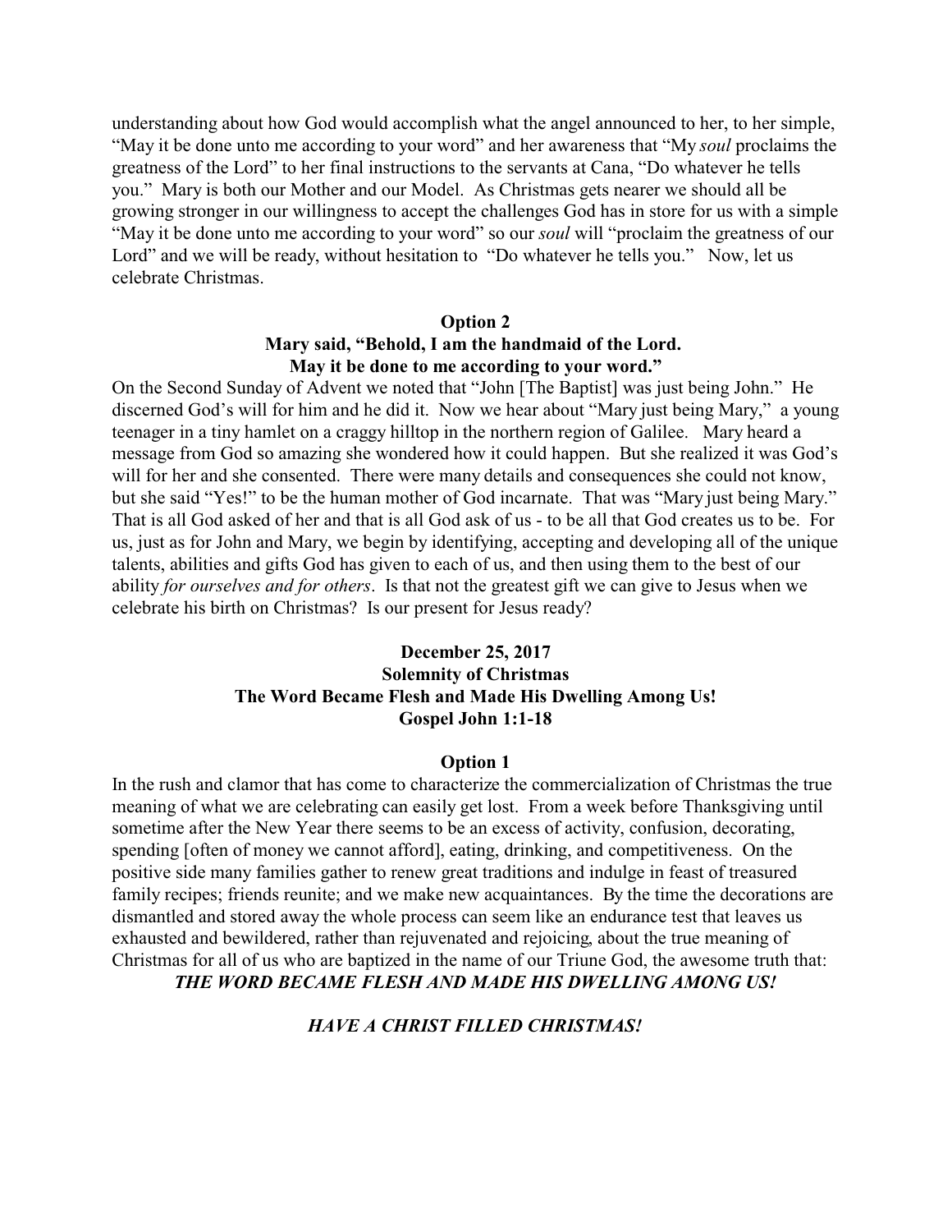understanding about how God would accomplish what the angel announced to her, to her simple, "May it be done unto me according to your word" and her awareness that "My *soul* proclaims the greatness of the Lord" to her final instructions to the servants at Cana, "Do whatever he tells you." Mary is both our Mother and our Model. As Christmas gets nearer we should all be growing stronger in our willingness to accept the challenges God has in store for us with a simple "May it be done unto me according to your word" so our *soul* will "proclaim the greatness of our Lord" and we will be ready, without hesitation to "Do whatever he tells you." Now, let us celebrate Christmas.

**Option 2**

**Mary said, "Behold, I am the handmaid of the Lord. May it be done to me according to your word."**

On the Second Sunday of Advent we noted that "John [The Baptist] was just being John." He discerned God's will for him and he did it. Now we hear about "Mary just being Mary," a young teenager in a tiny hamlet on a craggy hilltop in the northern region of Galilee. Mary heard a message from God so amazing she wondered how it could happen. But she realized it was God's will for her and she consented. There were many details and consequences she could not know, but she said "Yes!" to be the human mother of God incarnate. That was "Mary just being Mary." That is all God asked of her and that is all God ask of us - to be all that God creates us to be. For us, just as for John and Mary, we begin by identifying, accepting and developing all of the unique talents, abilities and gifts God has given to each of us, and then using them to the best of our ability *for ourselves and for others*. Is that not the greatest gift we can give to Jesus when we celebrate his birth on Christmas? Is our present for Jesus ready?

## December 25, 2017
## Solemnity of Christmas
## The Word Became Flesh and Made His Dwelling Among Us!
## Gospel John 1:1-18

**Option 1**

In the rush and clamor that has come to characterize the commercialization of Christmas the true meaning of what we are celebrating can easily get lost. From a week before Thanksgiving until sometime after the New Year there seems to be an excess of activity, confusion, decorating, spending [often of money we cannot afford], eating, drinking, and competitiveness. On the positive side many families gather to renew great traditions and indulge in feast of treasured family recipes; friends reunite; and we make new acquaintances. By the time the decorations are dismantled and stored away the whole process can seem like an endurance test that leaves us exhausted and bewildered, rather than rejuvenated and rejoicing, about the true meaning of Christmas for all of us who are baptized in the name of our Triune God, the awesome truth that:

***THE WORD BECAME FLESH AND MADE HIS DWELLING AMONG US!***

***HAVE A CHRIST FILLED CHRISTMAS!***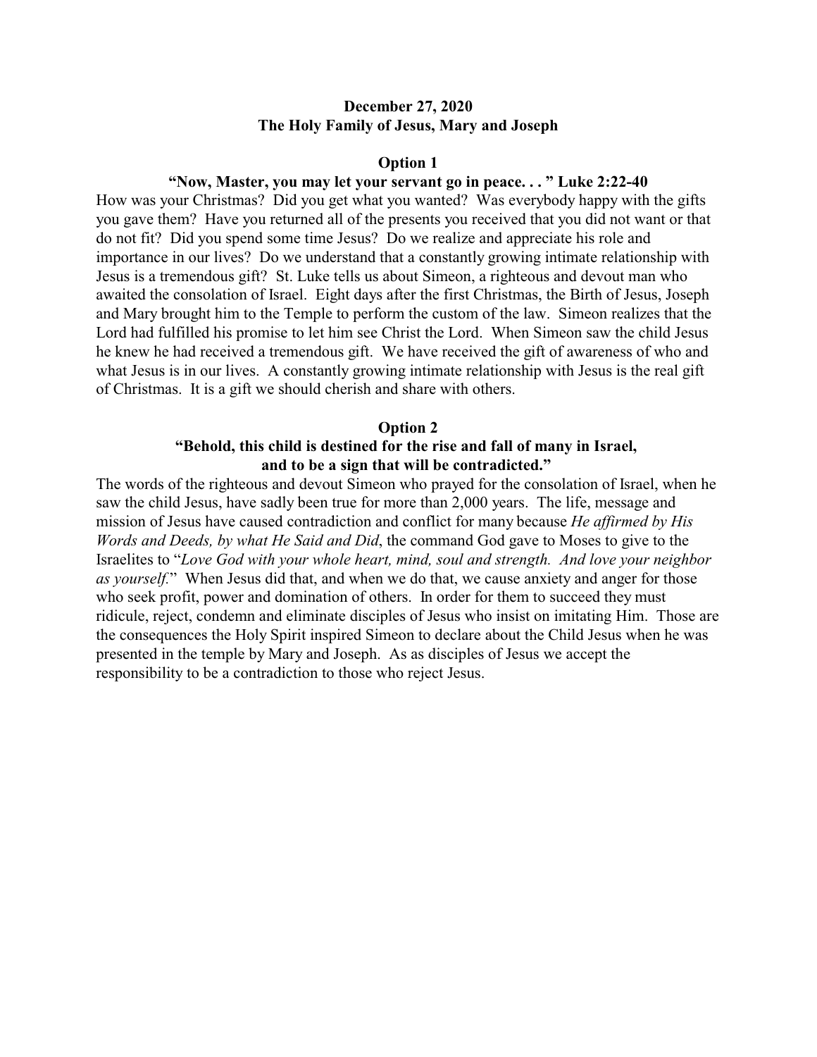**December 27, 2020**
**The Holy Family of Jesus, Mary and Joseph**

**Option 1**

**"Now, Master, you may let your servant go in peace. . . " Luke 2:22-40**

How was your Christmas? Did you get what you wanted? Was everybody happy with the gifts you gave them? Have you returned all of the presents you received that you did not want or that do not fit? Did you spend some time Jesus? Do we realize and appreciate his role and importance in our lives? Do we understand that a constantly growing intimate relationship with Jesus is a tremendous gift? St. Luke tells us about Simeon, a righteous and devout man who awaited the consolation of Israel. Eight days after the first Christmas, the Birth of Jesus, Joseph and Mary brought him to the Temple to perform the custom of the law. Simeon realizes that the Lord had fulfilled his promise to let him see Christ the Lord. When Simeon saw the child Jesus he knew he had received a tremendous gift. We have received the gift of awareness of who and what Jesus is in our lives. A constantly growing intimate relationship with Jesus is the real gift of Christmas. It is a gift we should cherish and share with others.

**Option 2**

**"Behold, this child is destined for the rise and fall of many in Israel, and to be a sign that will be contradicted."**

The words of the righteous and devout Simeon who prayed for the consolation of Israel, when he saw the child Jesus, have sadly been true for more than 2,000 years. The life, message and mission of Jesus have caused contradiction and conflict for many because *He affirmed by His Words and Deeds, by what He Said and Did*, the command God gave to Moses to give to the Israelites to "*Love God with your whole heart, mind, soul and strength. And love your neighbor as yourself.*" When Jesus did that, and when we do that, we cause anxiety and anger for those who seek profit, power and domination of others. In order for them to succeed they must ridicule, reject, condemn and eliminate disciples of Jesus who insist on imitating Him. Those are the consequences the Holy Spirit inspired Simeon to declare about the Child Jesus when he was presented in the temple by Mary and Joseph. As as disciples of Jesus we accept the responsibility to be a contradiction to those who reject Jesus.